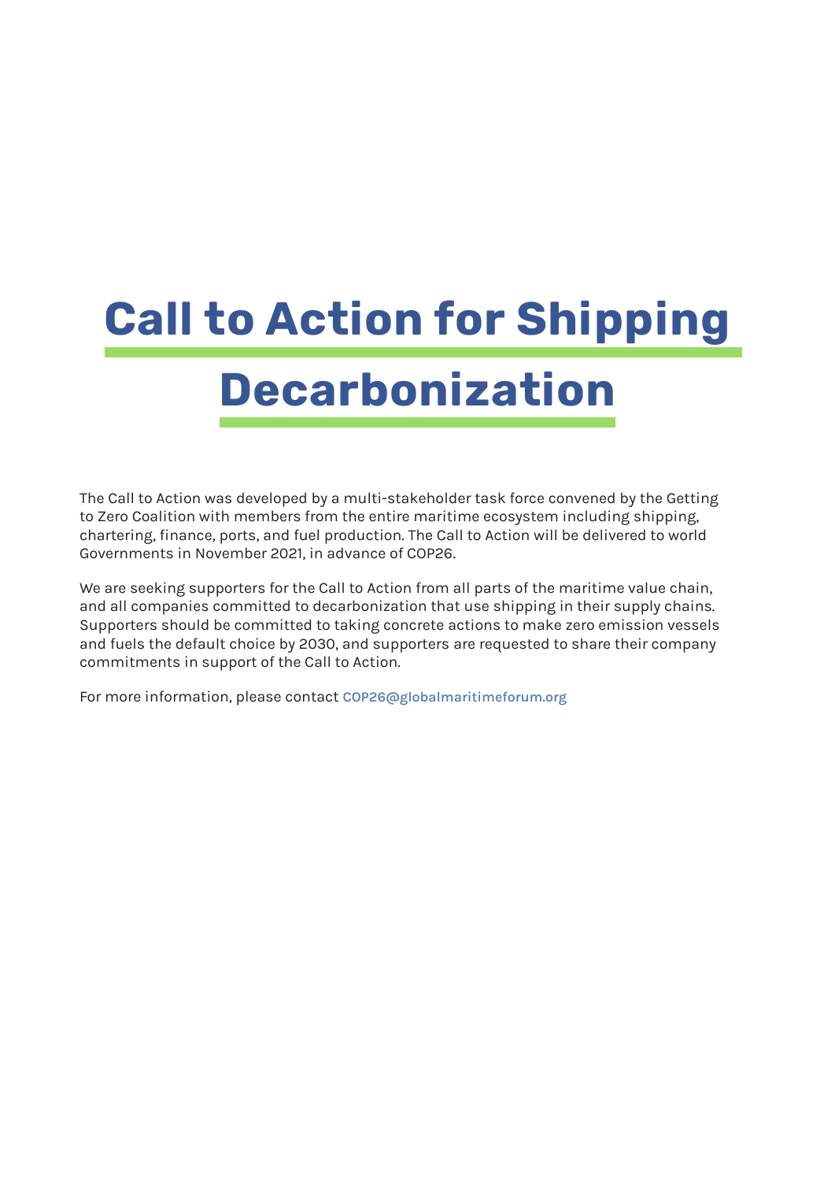# Call to Action for Shipping Decarbonization

The Call to Action was developed by a multi-stakeholder task force convened by the Getting to Zero Coalition with members from the entire maritime ecosystem including shipping, chartering, finance, ports, and fuel production. The Call to Action will be delivered to world Governments in November 2021, in advance of COP26.

We are seeking supporters for the Call to Action from all parts of the maritime value chain, and all companies committed to decarbonization that use shipping in their supply chains. Supporters should be committed to taking concrete actions to make zero emission vessels and fuels the default choice by 2030, and supporters are requested to share their company commitments in support of the Call to Action.

For more information, please contact **COP26@globalmaritimeforum.org**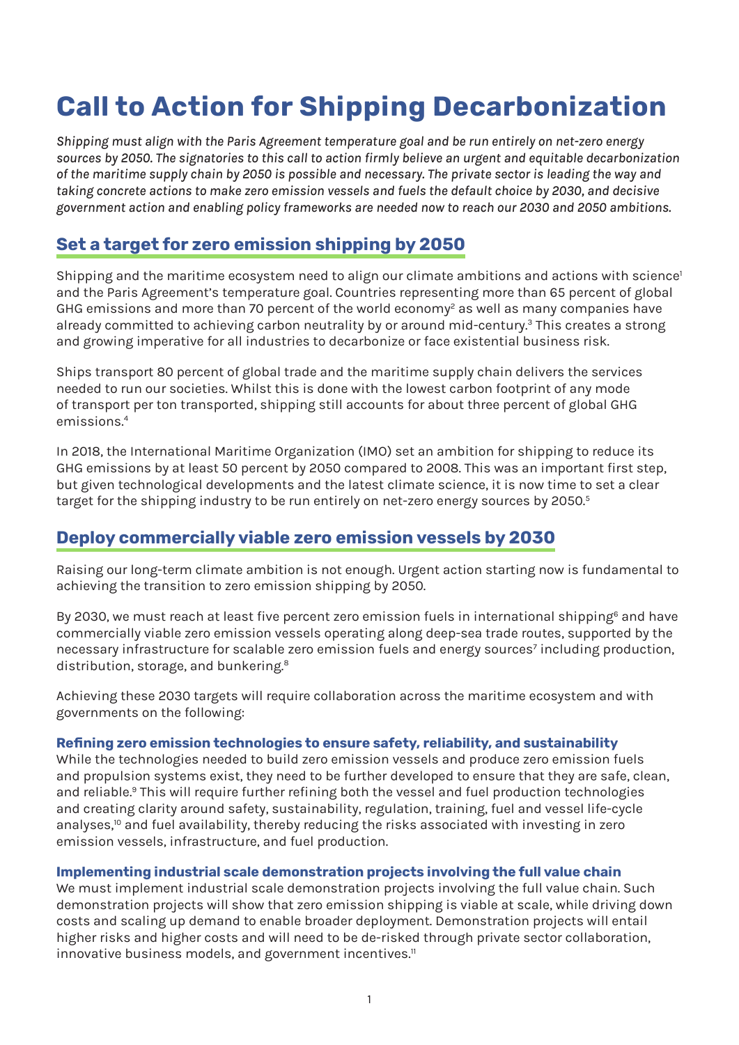# Call to Action for Shipping Decarbonization

*Shipping must align with the Paris Agreement temperature goal and be run entirely on net-zero energy sources by 2050. The signatories to this call to action firmly believe an urgent and equitable decarbonization of the maritime supply chain by 2050 is possible and necessary. The private sector is leading the way and taking concrete actions to make zero emission vessels and fuels the default choice by 2030, and decisive government action and enabling policy frameworks are needed now to reach our 2030 and 2050 ambitions.*

## Set a target for zero emission shipping by 2050

Shipping and the maritime ecosystem need to align our climate ambitions and actions with science[1] and the Paris Agreement's temperature goal. Countries representing more than 65 percent of global GHG emissions and more than 70 percent of the world economy[2] as well as many companies have already committed to achieving carbon neutrality by or around mid-century.[3] This creates a strong and growing imperative for all industries to decarbonize or face existential business risk.

Ships transport 80 percent of global trade and the maritime supply chain delivers the services needed to run our societies. Whilst this is done with the lowest carbon footprint of any mode of transport per ton transported, shipping still accounts for about three percent of global GHG emissions.[4]

In 2018, the International Maritime Organization (IMO) set an ambition for shipping to reduce its GHG emissions by at least 50 percent by 2050 compared to 2008. This was an important first step, but given technological developments and the latest climate science, it is now time to set a clear target for the shipping industry to be run entirely on net-zero energy sources by 2050.[5]

## Deploy commercially viable zero emission vessels by 2030

Raising our long-term climate ambition is not enough. Urgent action starting now is fundamental to achieving the transition to zero emission shipping by 2050.

By 2030, we must reach at least five percent zero emission fuels in international shipping[6] and have commercially viable zero emission vessels operating along deep-sea trade routes, supported by the necessary infrastructure for scalable zero emission fuels and energy sources[7] including production, distribution, storage, and bunkering.[8]

Achieving these 2030 targets will require collaboration across the maritime ecosystem and with governments on the following:

### Refining zero emission technologies to ensure safety, reliability, and sustainability

While the technologies needed to build zero emission vessels and produce zero emission fuels and propulsion systems exist, they need to be further developed to ensure that they are safe, clean, and reliable.[9] This will require further refining both the vessel and fuel production technologies and creating clarity around safety, sustainability, regulation, training, fuel and vessel life-cycle analyses,[10] and fuel availability, thereby reducing the risks associated with investing in zero emission vessels, infrastructure, and fuel production.

### Implementing industrial scale demonstration projects involving the full value chain

We must implement industrial scale demonstration projects involving the full value chain. Such demonstration projects will show that zero emission shipping is viable at scale, while driving down costs and scaling up demand to enable broader deployment. Demonstration projects will entail higher risks and higher costs and will need to be de-risked through private sector collaboration, innovative business models, and government incentives.[11]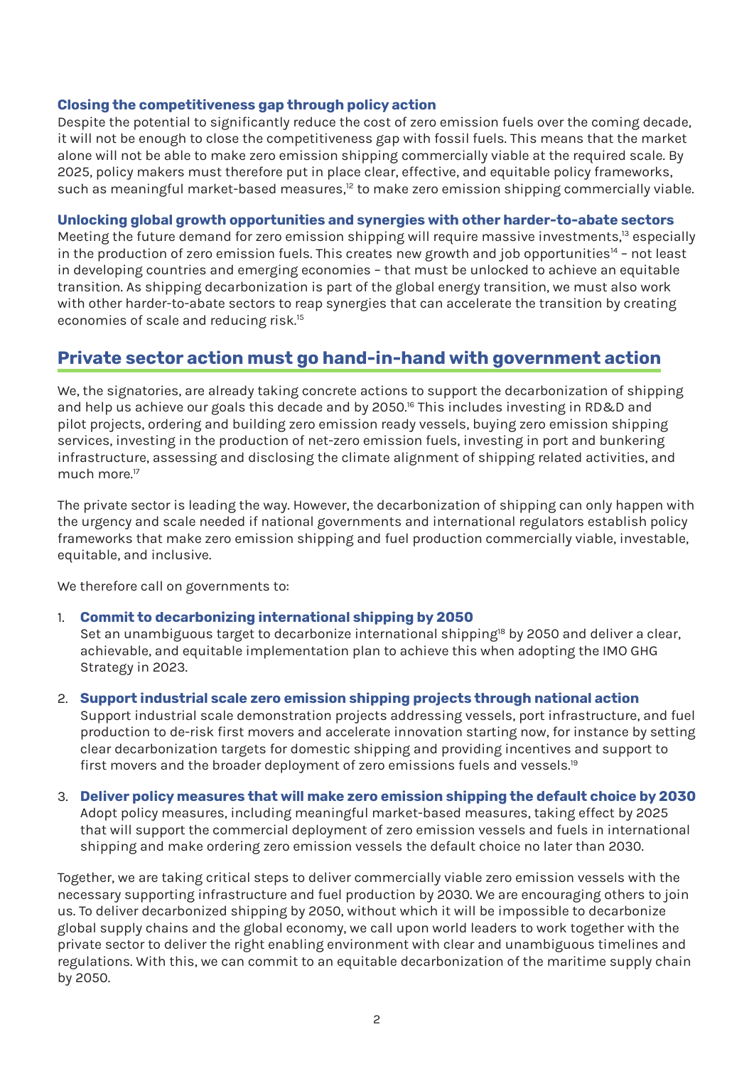### Closing the competitiveness gap through policy action

Despite the potential to significantly reduce the cost of zero emission fuels over the coming decade, it will not be enough to close the competitiveness gap with fossil fuels. This means that the market alone will not be able to make zero emission shipping commercially viable at the required scale. By 2025, policy makers must therefore put in place clear, effective, and equitable policy frameworks, such as meaningful market-based measures,[12] to make zero emission shipping commercially viable.

### Unlocking global growth opportunities and synergies with other harder-to-abate sectors

Meeting the future demand for zero emission shipping will require massive investments,[13] especially in the production of zero emission fuels. This creates new growth and job opportunities[14] – not least in developing countries and emerging economies – that must be unlocked to achieve an equitable transition. As shipping decarbonization is part of the global energy transition, we must also work with other harder-to-abate sectors to reap synergies that can accelerate the transition by creating economies of scale and reducing risk.[15]

## Private sector action must go hand-in-hand with government action

We, the signatories, are already taking concrete actions to support the decarbonization of shipping and help us achieve our goals this decade and by 2050.[16] This includes investing in RD&D and pilot projects, ordering and building zero emission ready vessels, buying zero emission shipping services, investing in the production of net-zero emission fuels, investing in port and bunkering infrastructure, assessing and disclosing the climate alignment of shipping related activities, and much more.[17]

The private sector is leading the way. However, the decarbonization of shipping can only happen with the urgency and scale needed if national governments and international regulators establish policy frameworks that make zero emission shipping and fuel production commercially viable, investable, equitable, and inclusive.

We therefore call on governments to:

1. **Commit to decarbonizing international shipping by 2050**
   Set an unambiguous target to decarbonize international shipping[18] by 2050 and deliver a clear, achievable, and equitable implementation plan to achieve this when adopting the IMO GHG Strategy in 2023.

2. **Support industrial scale zero emission shipping projects through national action**
   Support industrial scale demonstration projects addressing vessels, port infrastructure, and fuel production to de-risk first movers and accelerate innovation starting now, for instance by setting clear decarbonization targets for domestic shipping and providing incentives and support to first movers and the broader deployment of zero emissions fuels and vessels.[19]

3. **Deliver policy measures that will make zero emission shipping the default choice by 2030**
   Adopt policy measures, including meaningful market-based measures, taking effect by 2025 that will support the commercial deployment of zero emission vessels and fuels in international shipping and make ordering zero emission vessels the default choice no later than 2030.

Together, we are taking critical steps to deliver commercially viable zero emission vessels with the necessary supporting infrastructure and fuel production by 2030. We are encouraging others to join us. To deliver decarbonized shipping by 2050, without which it will be impossible to decarbonize global supply chains and the global economy, we call upon world leaders to work together with the private sector to deliver the right enabling environment with clear and unambiguous timelines and regulations. With this, we can commit to an equitable decarbonization of the maritime supply chain by 2050.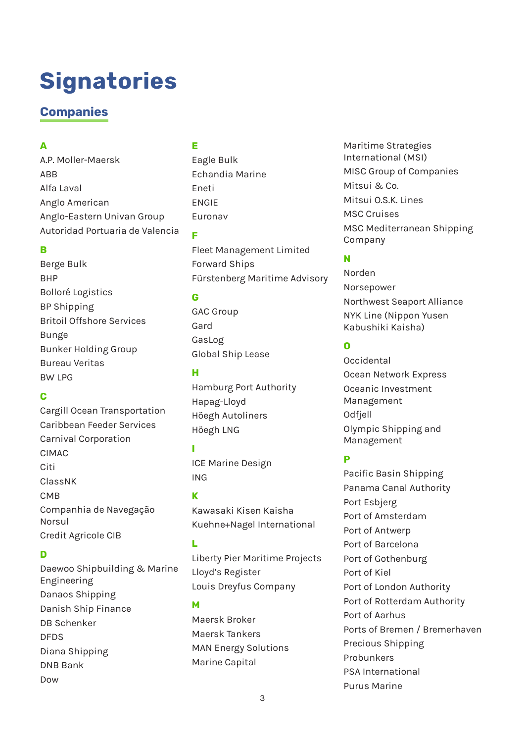# Signatories

## Companies

### A

A.P. Moller-Maersk
ABB
Alfa Laval
Anglo American
Anglo-Eastern Univan Group
Autoridad Portuaria de Valencia

### B

Berge Bulk
BHP
Bolloré Logistics
BP Shipping
Britoil Offshore Services
Bunge
Bunker Holding Group
Bureau Veritas
BW LPG

### C

Cargill Ocean Transportation
Caribbean Feeder Services
Carnival Corporation
CIMAC
Citi
ClassNK
CMB
Companhia de Navegação Norsul
Credit Agricole CIB

### D

Daewoo Shipbuilding & Marine Engineering
Danaos Shipping
Danish Ship Finance
DB Schenker
DFDS
Diana Shipping
DNB Bank
Dow

### E

Eagle Bulk
Echandia Marine
Eneti
ENGIE
Euronav

### F

Fleet Management Limited
Forward Ships
Fürstenberg Maritime Advisory

### G

GAC Group
Gard
GasLog
Global Ship Lease

### H

Hamburg Port Authority
Hapag-Lloyd
Höegh Autoliners
Höegh LNG

### I

ICE Marine Design
ING

### K

Kawasaki Kisen Kaisha
Kuehne+Nagel International

### L

Liberty Pier Maritime Projects
Lloyd's Register
Louis Dreyfus Company

### M

Maersk Broker
Maersk Tankers
MAN Energy Solutions
Marine Capital
Maritime Strategies International (MSI)
MISC Group of Companies
Mitsui & Co.
Mitsui O.S.K. Lines
MSC Cruises
MSC Mediterranean Shipping Company

### N

Norden
Norsepower
Northwest Seaport Alliance
NYK Line (Nippon Yusen Kabushiki Kaisha)

### O

Occidental
Ocean Network Express
Oceanic Investment Management
Odfjell
Olympic Shipping and Management

### P

Pacific Basin Shipping
Panama Canal Authority
Port Esbjerg
Port of Amsterdam
Port of Antwerp
Port of Barcelona
Port of Gothenburg
Port of Kiel
Port of London Authority
Port of Rotterdam Authority
Port of Aarhus
Ports of Bremen / Bremerhaven
Precious Shipping
Probunkers
PSA International
Purus Marine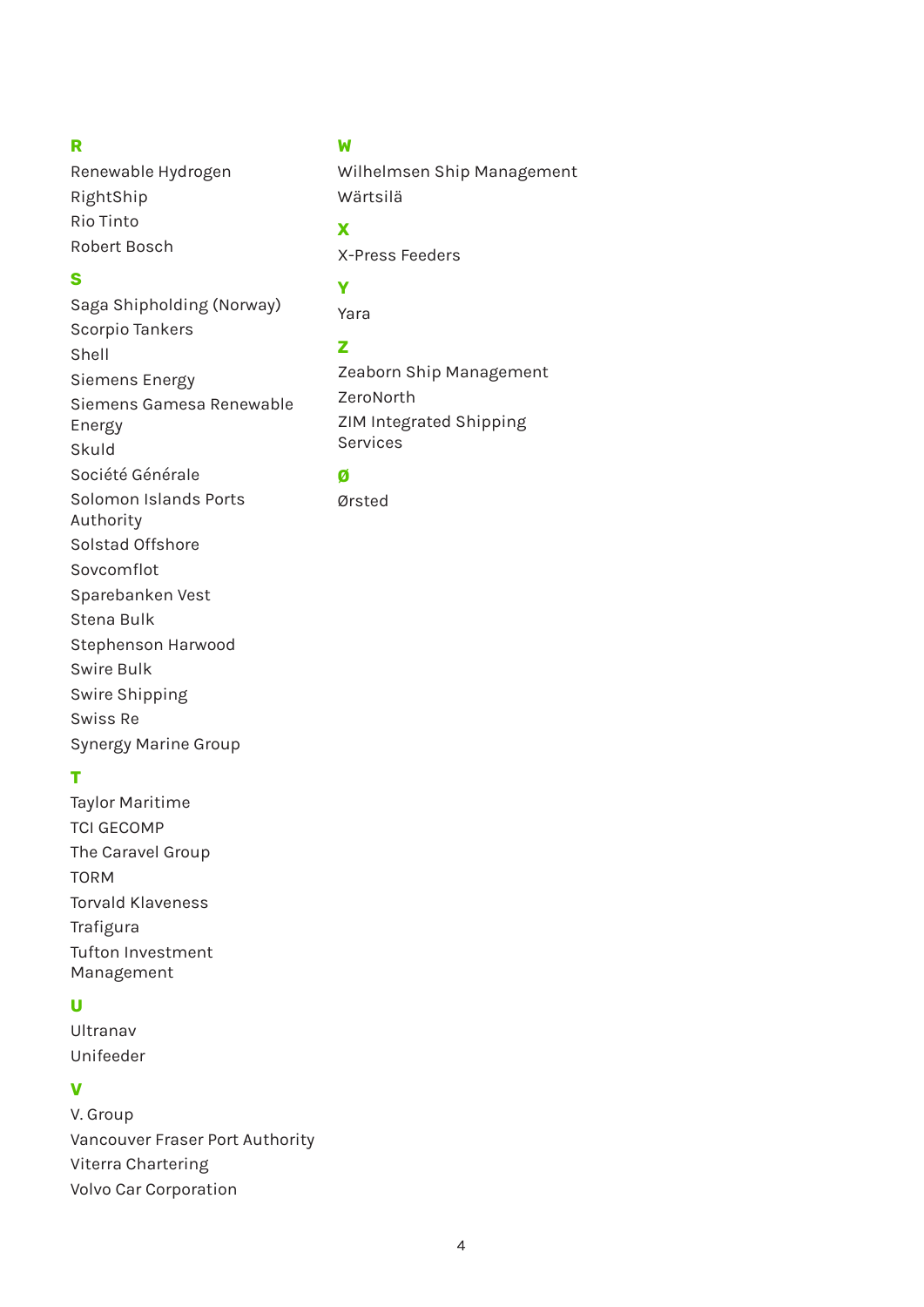**R**

Renewable Hydrogen
RightShip
Rio Tinto
Robert Bosch

**S**

Saga Shipholding (Norway)
Scorpio Tankers
Shell
Siemens Energy
Siemens Gamesa Renewable Energy
Skuld
Société Générale
Solomon Islands Ports Authority
Solstad Offshore
Sovcomflot
Sparebanken Vest
Stena Bulk
Stephenson Harwood
Swire Bulk
Swire Shipping
Swiss Re
Synergy Marine Group

**T**

Taylor Maritime
TCI GECOMP
The Caravel Group
TORM
Torvald Klaveness
Trafigura
Tufton Investment Management

**U**

Ultranav
Unifeeder

**V**

V. Group
Vancouver Fraser Port Authority
Viterra Chartering
Volvo Car Corporation

**W**

Wilhelmsen Ship Management
Wärtsilä

**X**

X-Press Feeders

**Y**

Yara

**Z**

Zeaborn Ship Management
ZeroNorth
ZIM Integrated Shipping Services

**Ø**

Ørsted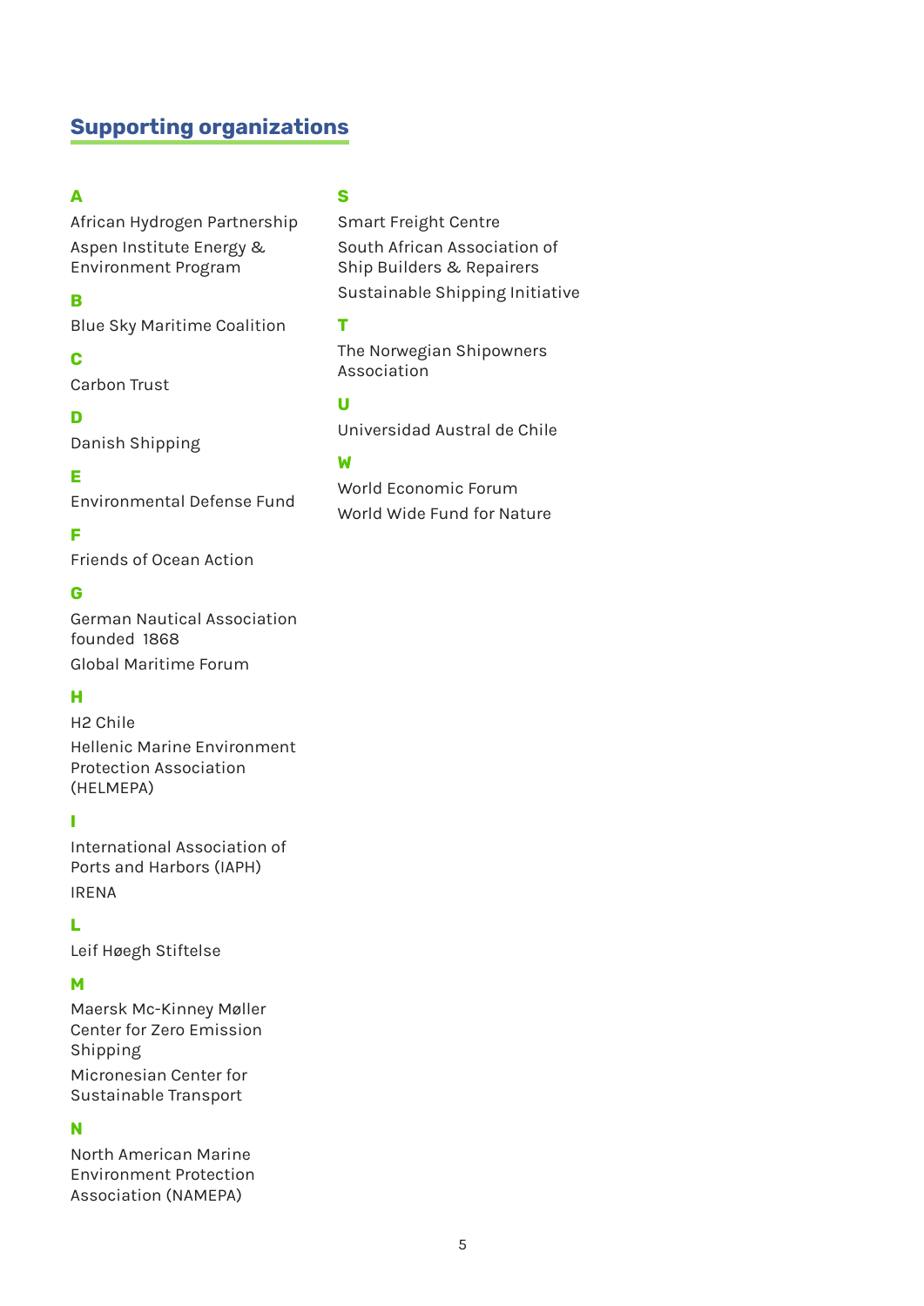## Supporting organizations

**A**

African Hydrogen Partnership

Aspen Institute Energy & Environment Program

**B**

Blue Sky Maritime Coalition

**C**

Carbon Trust

**D**

Danish Shipping

**E**

Environmental Defense Fund

**F**

Friends of Ocean Action

**G**

German Nautical Association founded 1868

Global Maritime Forum

**H**

H2 Chile

Hellenic Marine Environment Protection Association (HELMEPA)

**I**

International Association of Ports and Harbors (IAPH)

IRENA

**L**

Leif Høegh Stiftelse

**M**

Maersk Mc-Kinney Møller Center for Zero Emission Shipping

Micronesian Center for Sustainable Transport

**N**

North American Marine Environment Protection Association (NAMEPA)

**S**

Smart Freight Centre

South African Association of Ship Builders & Repairers

Sustainable Shipping Initiative

**T**

The Norwegian Shipowners Association

**U**

Universidad Austral de Chile

**W**

World Economic Forum

World Wide Fund for Nature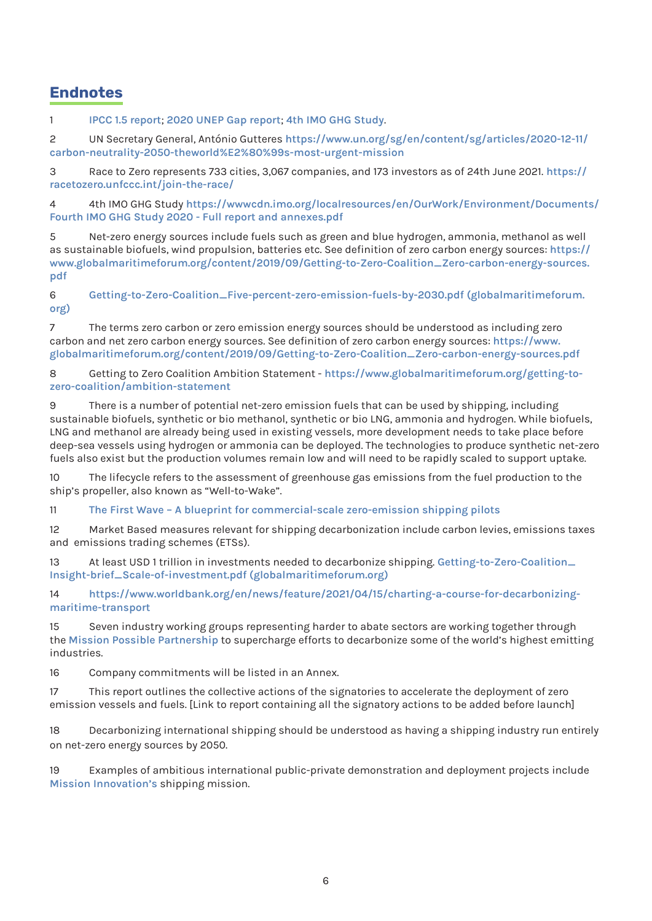## Endnotes

1 IPCC 1.5 report; 2020 UNEP Gap report; 4th IMO GHG Study.

2 UN Secretary General, António Gutteres https://www.un.org/sg/en/content/sg/articles/2020-12-11/carbon-neutrality-2050-theworld%E2%80%99s-most-urgent-mission

3 Race to Zero represents 733 cities, 3,067 companies, and 173 investors as of 24th June 2021. https://racetozero.unfccc.int/join-the-race/

4 4th IMO GHG Study https://wwwcdn.imo.org/localresources/en/OurWork/Environment/Documents/Fourth IMO GHG Study 2020 - Full report and annexes.pdf

5 Net-zero energy sources include fuels such as green and blue hydrogen, ammonia, methanol as well as sustainable biofuels, wind propulsion, batteries etc. See definition of zero carbon energy sources: https://www.globalmaritimeforum.org/content/2019/09/Getting-to-Zero-Coalition_Zero-carbon-energy-sources.pdf

6 Getting-to-Zero-Coalition_Five-percent-zero-emission-fuels-by-2030.pdf (globalmaritimeforum.org)

7 The terms zero carbon or zero emission energy sources should be understood as including zero carbon and net zero carbon energy sources. See definition of zero carbon energy sources: https://www.globalmaritimeforum.org/content/2019/09/Getting-to-Zero-Coalition_Zero-carbon-energy-sources.pdf

8 Getting to Zero Coalition Ambition Statement - https://www.globalmaritimeforum.org/getting-to-zero-coalition/ambition-statement

9 There is a number of potential net-zero emission fuels that can be used by shipping, including sustainable biofuels, synthetic or bio methanol, synthetic or bio LNG, ammonia and hydrogen. While biofuels, LNG and methanol are already being used in existing vessels, more development needs to take place before deep-sea vessels using hydrogen or ammonia can be deployed. The technologies to produce synthetic net-zero fuels also exist but the production volumes remain low and will need to be rapidly scaled to support uptake.

10 The lifecycle refers to the assessment of greenhouse gas emissions from the fuel production to the ship's propeller, also known as "Well-to-Wake".

11 The First Wave – A blueprint for commercial-scale zero-emission shipping pilots

12 Market Based measures relevant for shipping decarbonization include carbon levies, emissions taxes and emissions trading schemes (ETSs).

13 At least USD 1 trillion in investments needed to decarbonize shipping. Getting-to-Zero-Coalition_Insight-brief_Scale-of-investment.pdf (globalmaritimeforum.org)

14 https://www.worldbank.org/en/news/feature/2021/04/15/charting-a-course-for-decarbonizing-maritime-transport

15 Seven industry working groups representing harder to abate sectors are working together through the Mission Possible Partnership to supercharge efforts to decarbonize some of the world's highest emitting industries.

16 Company commitments will be listed in an Annex.

17 This report outlines the collective actions of the signatories to accelerate the deployment of zero emission vessels and fuels. [Link to report containing all the signatory actions to be added before launch]

18 Decarbonizing international shipping should be understood as having a shipping industry run entirely on net-zero energy sources by 2050.

19 Examples of ambitious international public-private demonstration and deployment projects include Mission Innovation's shipping mission.